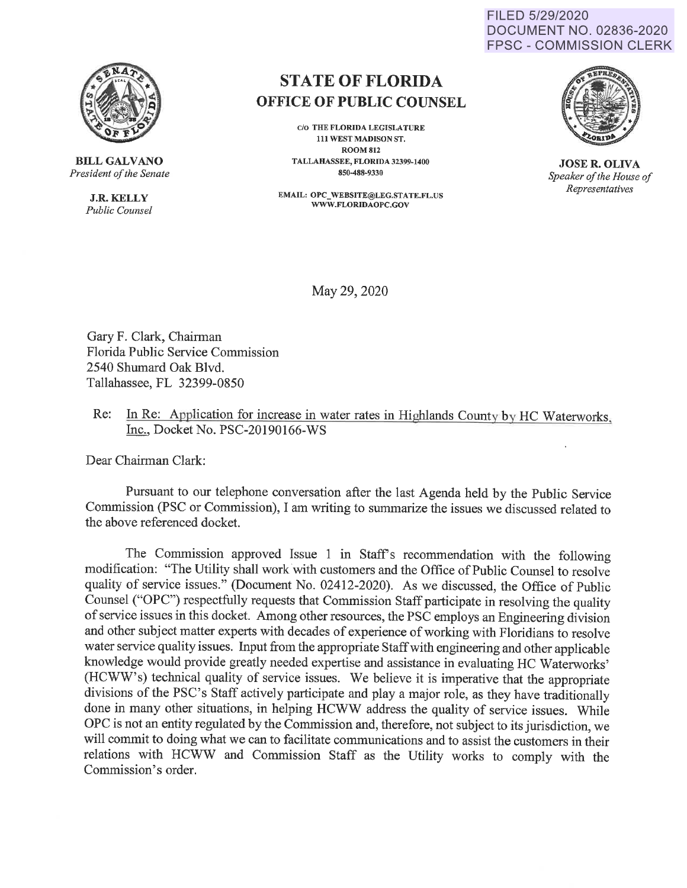FILED 5/29/2020
DOCUMENT NO. 02836-2020
FPSC - COMMISSION CLERK

**BILL GALVANO**
*President of the Senate*

**J.R. KELLY**
*Public Counsel*

# STATE OF FLORIDA
## OFFICE OF PUBLIC COUNSEL

C/O THE FLORIDA LEGISLATURE
111 WEST MADISON ST.
ROOM 812
TALLAHASSEE, FLORIDA 32399-1400
850-488-9330

EMAIL: OPC_WEBSITE@LEG.STATE.FL.US
WWW.FLORIDAOPC.GOV

**JOSE R. OLIVA**
*Speaker of the House of Representatives*

May 29, 2020

Gary F. Clark, Chairman
Florida Public Service Commission
2540 Shumard Oak Blvd.
Tallahassee, FL 32399-0850

Re: In Re: Application for increase in water rates in Highlands County by HC Waterworks, Inc., Docket No. PSC-20190166-WS

Dear Chairman Clark:

Pursuant to our telephone conversation after the last Agenda held by the Public Service Commission (PSC or Commission), I am writing to summarize the issues we discussed related to the above referenced docket.

The Commission approved Issue 1 in Staff's recommendation with the following modification: "The Utility shall work with customers and the Office of Public Counsel to resolve quality of service issues." (Document No. 02412-2020). As we discussed, the Office of Public Counsel ("OPC") respectfully requests that Commission Staff participate in resolving the quality of service issues in this docket. Among other resources, the PSC employs an Engineering division and other subject matter experts with decades of experience of working with Floridians to resolve water service quality issues. Input from the appropriate Staff with engineering and other applicable knowledge would provide greatly needed expertise and assistance in evaluating HC Waterworks' (HCWW's) technical quality of service issues. We believe it is imperative that the appropriate divisions of the PSC's Staff actively participate and play a major role, as they have traditionally done in many other situations, in helping HCWW address the quality of service issues. While OPC is not an entity regulated by the Commission and, therefore, not subject to its jurisdiction, we will commit to doing what we can to facilitate communications and to assist the customers in their relations with HCWW and Commission Staff as the Utility works to comply with the Commission's order.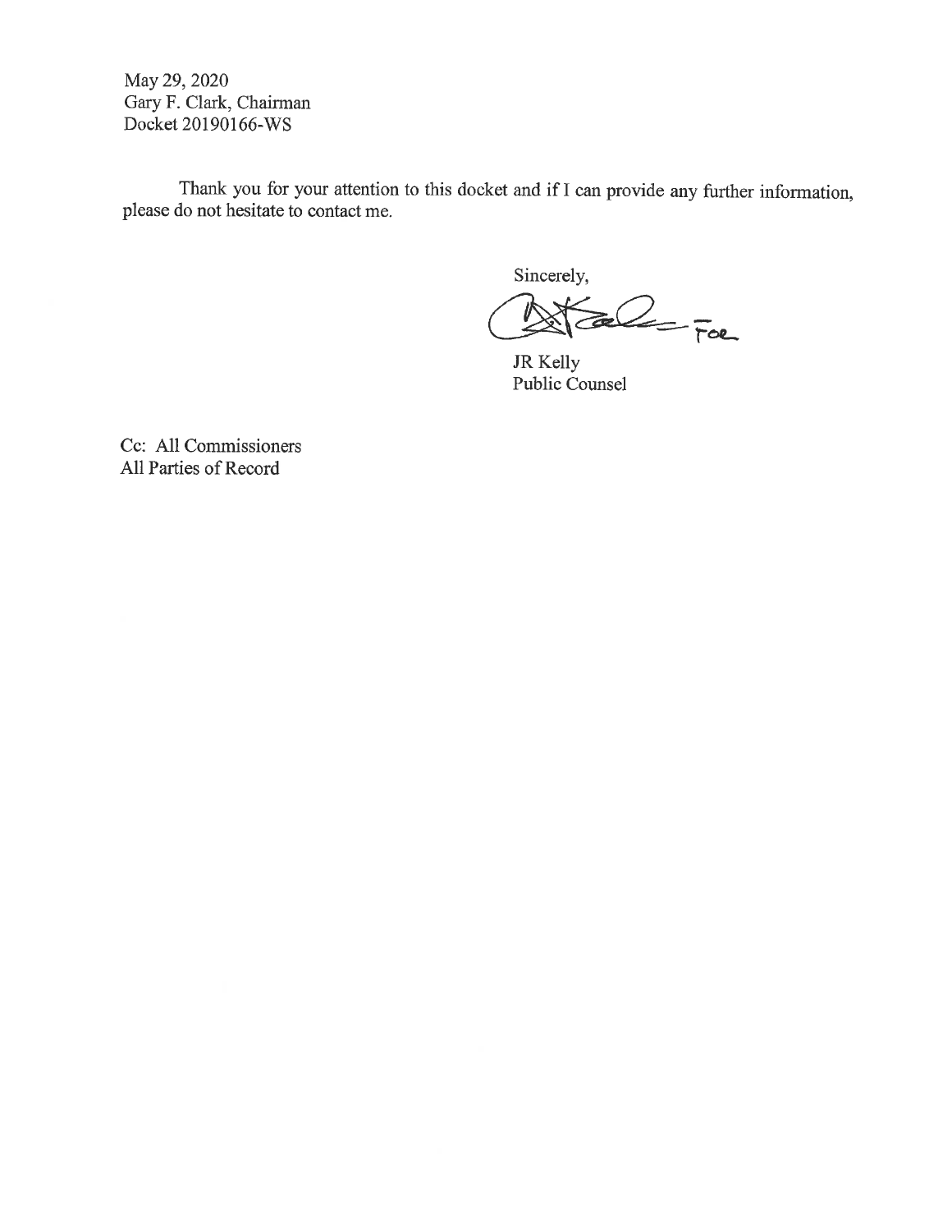May 29, 2020
Gary F. Clark, Chairman
Docket 20190166-WS

Thank you for your attention to this docket and if I can provide any further information, please do not hesitate to contact me.

Sincerely,

JR Kelly
Public Counsel

Cc: All Commissioners
All Parties of Record